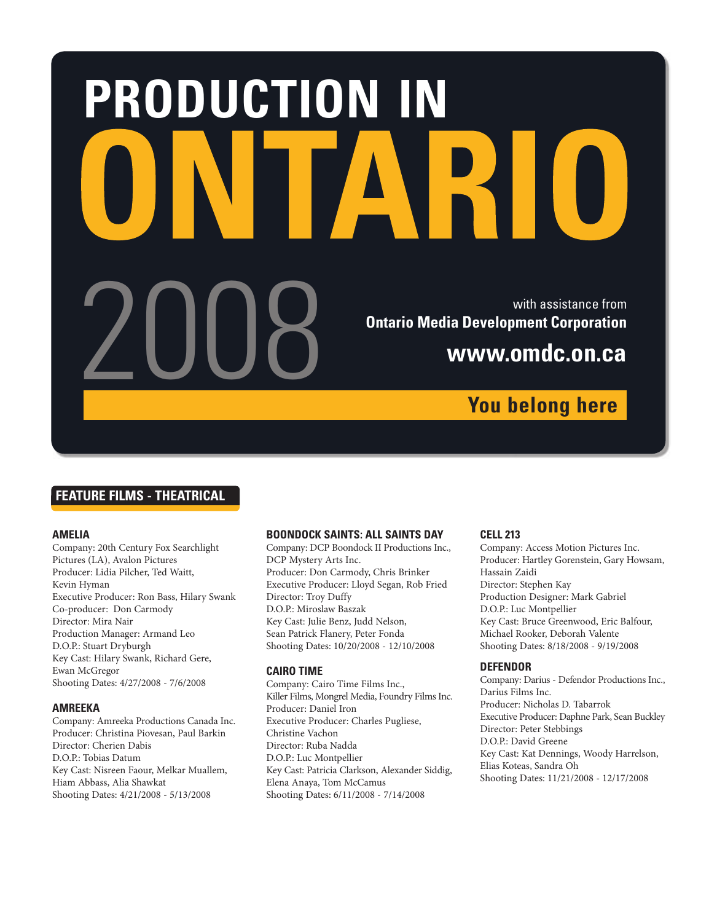# PRODUCTION IN ONTARIO 2008

with assistance from
**Ontario Media Development Corporation**
**www.omdc.on.ca**

**You belong here**

## FEATURE FILMS - THEATRICAL

### AMELIA
Company: 20th Century Fox Searchlight Pictures (LA), Avalon Pictures
Producer: Lidia Pilcher, Ted Waitt, Kevin Hyman
Executive Producer: Ron Bass, Hilary Swank
Co-producer: Don Carmody
Director: Mira Nair
Production Manager: Armand Leo
D.O.P.: Stuart Dryburgh
Key Cast: Hilary Swank, Richard Gere, Ewan McGregor
Shooting Dates: 4/27/2008 - 7/6/2008

### AMREEKA
Company: Amreeka Productions Canada Inc.
Producer: Christina Piovesan, Paul Barkin
Director: Cherien Dabis
D.O.P.: Tobias Datum
Key Cast: Nisreen Faour, Melkar Muallem, Hiam Abbass, Alia Shawkat
Shooting Dates: 4/21/2008 - 5/13/2008

### BOONDOCK SAINTS: ALL SAINTS DAY
Company: DCP Boondock II Productions Inc., DCP Mystery Arts Inc.
Producer: Don Carmody, Chris Brinker
Executive Producer: Lloyd Segan, Rob Fried
Director: Troy Duffy
D.O.P.: Miroslaw Baszak
Key Cast: Julie Benz, Judd Nelson, Sean Patrick Flanery, Peter Fonda
Shooting Dates: 10/20/2008 - 12/10/2008

### CAIRO TIME
Company: Cairo Time Films Inc., Killer Films, Mongrel Media, Foundry Films Inc.
Producer: Daniel Iron
Executive Producer: Charles Pugliese, Christine Vachon
Director: Ruba Nadda
D.O.P.: Luc Montpellier
Key Cast: Patricia Clarkson, Alexander Siddig, Elena Anaya, Tom McCamus
Shooting Dates: 6/11/2008 - 7/14/2008

### CELL 213
Company: Access Motion Pictures Inc.
Producer: Hartley Gorenstein, Gary Howsam, Hassain Zaidi
Director: Stephen Kay
Production Designer: Mark Gabriel
D.O.P.: Luc Montpellier
Key Cast: Bruce Greenwood, Eric Balfour, Michael Rooker, Deborah Valente
Shooting Dates: 8/18/2008 - 9/19/2008

### DEFENDOR
Company: Darius - Defendor Productions Inc., Darius Films Inc.
Producer: Nicholas D. Tabarrok
Executive Producer: Daphne Park, Sean Buckley
Director: Peter Stebbings
D.O.P.: David Greene
Key Cast: Kat Dennings, Woody Harrelson, Elias Koteas, Sandra Oh
Shooting Dates: 11/21/2008 - 12/17/2008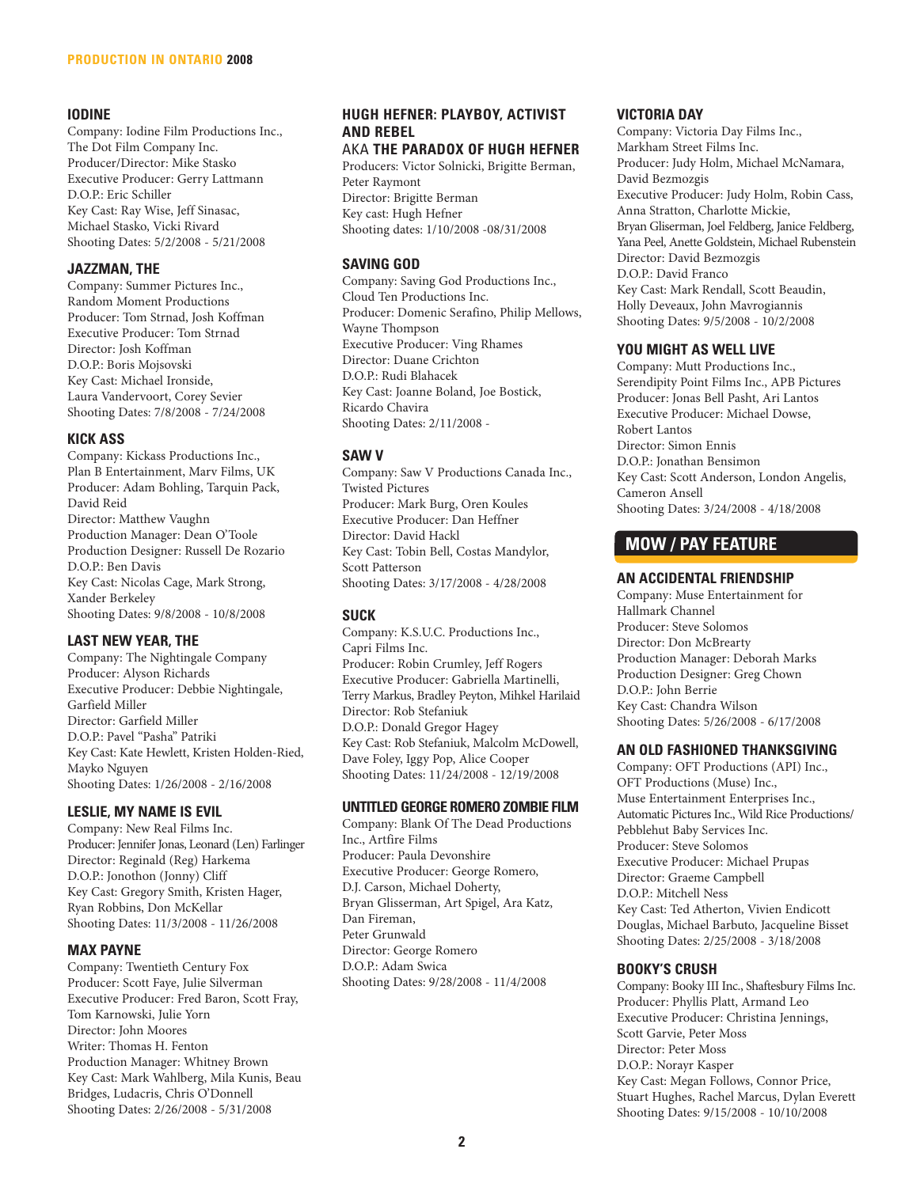### IODINE

Company: Iodine Film Productions Inc., The Dot Film Company Inc.
Producer/Director: Mike Stasko
Executive Producer: Gerry Lattmann
D.O.P.: Eric Schiller
Key Cast: Ray Wise, Jeff Sinasac, Michael Stasko, Vicki Rivard
Shooting Dates: 5/2/2008 - 5/21/2008

### JAZZMAN, THE

Company: Summer Pictures Inc., Random Moment Productions
Producer: Tom Strnad, Josh Koffman
Executive Producer: Tom Strnad
Director: Josh Koffman
D.O.P.: Boris Mojsovski
Key Cast: Michael Ironside, Laura Vandervoort, Corey Sevier
Shooting Dates: 7/8/2008 - 7/24/2008

### KICK ASS

Company: Kickass Productions Inc., Plan B Entertainment, Marv Films, UK
Producer: Adam Bohling, Tarquin Pack, David Reid
Director: Matthew Vaughn
Production Manager: Dean O'Toole
Production Designer: Russell De Rozario
D.O.P.: Ben Davis
Key Cast: Nicolas Cage, Mark Strong, Xander Berkeley
Shooting Dates: 9/8/2008 - 10/8/2008

### LAST NEW YEAR, THE

Company: The Nightingale Company
Producer: Alyson Richards
Executive Producer: Debbie Nightingale, Garfield Miller
Director: Garfield Miller
D.O.P.: Pavel "Pasha" Patriki
Key Cast: Kate Hewlett, Kristen Holden-Ried, Mayko Nguyen
Shooting Dates: 1/26/2008 - 2/16/2008

### LESLIE, MY NAME IS EVIL

Company: New Real Films Inc.
Producer: Jennifer Jonas, Leonard (Len) Farlinger
Director: Reginald (Reg) Harkema
D.O.P.: Jonothon (Jonny) Cliff
Key Cast: Gregory Smith, Kristen Hager, Ryan Robbins, Don McKellar
Shooting Dates: 11/3/2008 - 11/26/2008

### MAX PAYNE

Company: Twentieth Century Fox
Producer: Scott Faye, Julie Silverman
Executive Producer: Fred Baron, Scott Fray, Tom Karnowski, Julie Yorn
Director: John Moores
Writer: Thomas H. Fenton
Production Manager: Whitney Brown
Key Cast: Mark Wahlberg, Mila Kunis, Beau Bridges, Ludacris, Chris O'Donnell
Shooting Dates: 2/26/2008 - 5/31/2008

### HUGH HEFNER: PLAYBOY, ACTIVIST AND REBEL AKA THE PARADOX OF HUGH HEFNER

Producers: Victor Solnicki, Brigitte Berman, Peter Raymont
Director: Brigitte Berman
Key cast: Hugh Hefner
Shooting dates: 1/10/2008 -08/31/2008

### SAVING GOD

Company: Saving God Productions Inc., Cloud Ten Productions Inc.
Producer: Domenic Serafino, Philip Mellows, Wayne Thompson
Executive Producer: Ving Rhames
Director: Duane Crichton
D.O.P.: Rudi Blahacek
Key Cast: Joanne Boland, Joe Bostick, Ricardo Chavira
Shooting Dates: 2/11/2008 -

### SAW V

Company: Saw V Productions Canada Inc., Twisted Pictures
Producer: Mark Burg, Oren Koules
Executive Producer: Dan Heffner
Director: David Hackl
Key Cast: Tobin Bell, Costas Mandylor, Scott Patterson
Shooting Dates: 3/17/2008 - 4/28/2008

### SUCK

Company: K.S.U.C. Productions Inc., Capri Films Inc.
Producer: Robin Crumley, Jeff Rogers
Executive Producer: Gabriella Martinelli, Terry Markus, Bradley Peyton, Mihkel Harilaid
Director: Rob Stefaniuk
D.O.P.: Donald Gregor Hagey
Key Cast: Rob Stefaniuk, Malcolm McDowell, Dave Foley, Iggy Pop, Alice Cooper
Shooting Dates: 11/24/2008 - 12/19/2008

### UNTITLED GEORGE ROMERO ZOMBIE FILM

Company: Blank Of The Dead Productions Inc., Artfire Films
Producer: Paula Devonshire
Executive Producer: George Romero, D.J. Carson, Michael Doherty, Bryan Glisserman, Art Spigel, Ara Katz, Dan Fireman, Peter Grunwald
Director: George Romero
D.O.P.: Adam Swica
Shooting Dates: 9/28/2008 - 11/4/2008

### VICTORIA DAY

Company: Victoria Day Films Inc., Markham Street Films Inc.
Producer: Judy Holm, Michael McNamara, David Bezmozgis
Executive Producer: Judy Holm, Robin Cass, Anna Stratton, Charlotte Mickie, Bryan Gliserman, Joel Feldberg, Janice Feldberg, Yana Peel, Anette Goldstein, Michael Rubenstein
Director: David Bezmozgis
D.O.P.: David Franco
Key Cast: Mark Rendall, Scott Beaudin, Holly Deveaux, John Mavrogiannis
Shooting Dates: 9/5/2008 - 10/2/2008

### YOU MIGHT AS WELL LIVE

Company: Mutt Productions Inc., Serendipity Point Films Inc., APB Pictures
Producer: Jonas Bell Pasht, Ari Lantos
Executive Producer: Michael Dowse, Robert Lantos
Director: Simon Ennis
D.O.P.: Jonathan Bensimon
Key Cast: Scott Anderson, London Angelis, Cameron Ansell
Shooting Dates: 3/24/2008 - 4/18/2008

## MOW / PAY FEATURE

### AN ACCIDENTAL FRIENDSHIP

Company: Muse Entertainment for Hallmark Channel
Producer: Steve Solomos
Director: Don McBrearty
Production Manager: Deborah Marks
Production Designer: Greg Chown
D.O.P.: John Berrie
Key Cast: Chandra Wilson
Shooting Dates: 5/26/2008 - 6/17/2008

### AN OLD FASHIONED THANKSGIVING

Company: OFT Productions (API) Inc., OFT Productions (Muse) Inc., Muse Entertainment Enterprises Inc., Automatic Pictures Inc., Wild Rice Productions/ Pebblehut Baby Services Inc.
Producer: Steve Solomos
Executive Producer: Michael Prupas
Director: Graeme Campbell
D.O.P.: Mitchell Ness
Key Cast: Ted Atherton, Vivien Endicott Douglas, Michael Barbuto, Jacqueline Bisset
Shooting Dates: 2/25/2008 - 3/18/2008

### BOOKY'S CRUSH

Company: Booky III Inc., Shaftesbury Films Inc.
Producer: Phyllis Platt, Armand Leo
Executive Producer: Christina Jennings, Scott Garvie, Peter Moss
Director: Peter Moss
D.O.P.: Norayr Kasper
Key Cast: Megan Follows, Connor Price, Stuart Hughes, Rachel Marcus, Dylan Everett
Shooting Dates: 9/15/2008 - 10/10/2008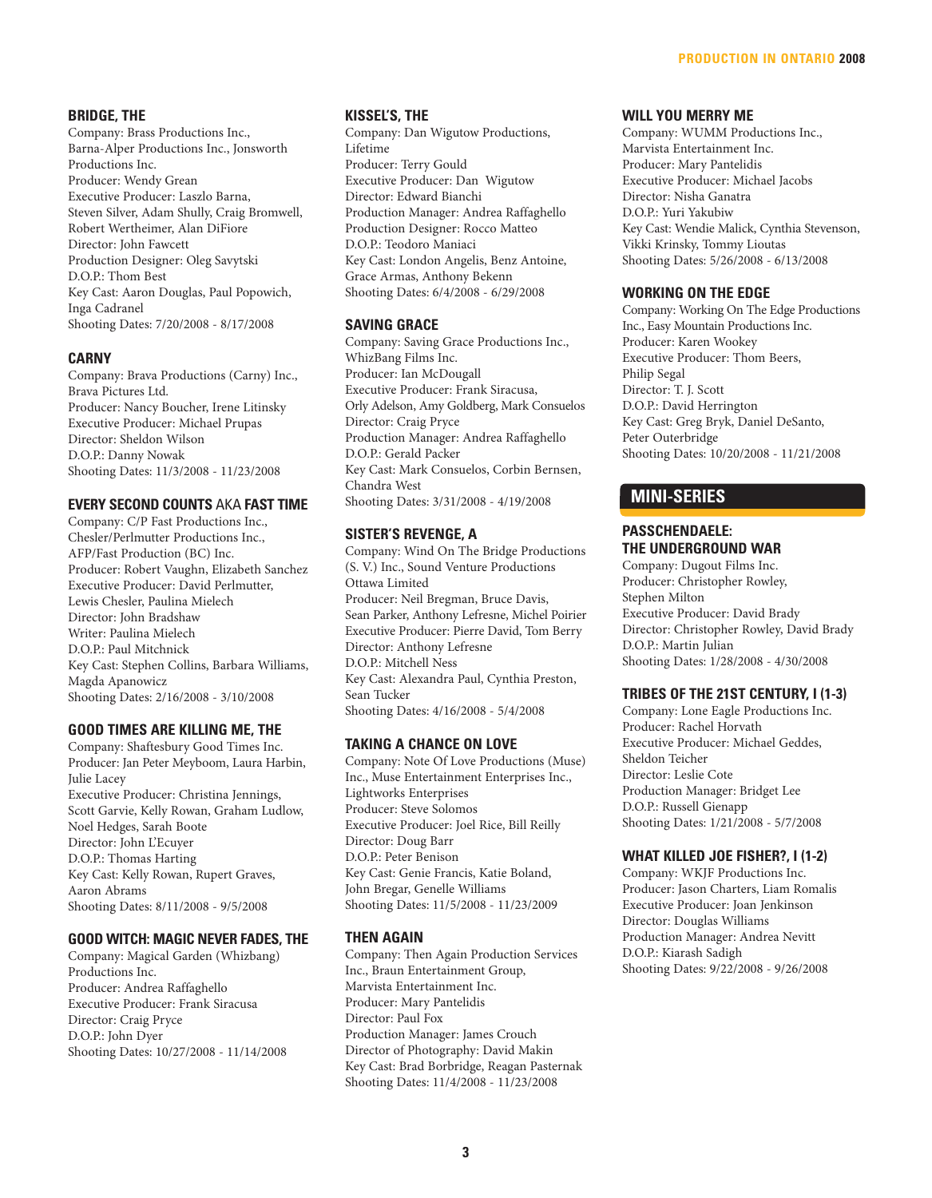### BRIDGE, THE

Company: Brass Productions Inc., Barna-Alper Productions Inc., Jonsworth Productions Inc.
Producer: Wendy Grean
Executive Producer: Laszlo Barna, Steven Silver, Adam Shully, Craig Bromwell, Robert Wertheimer, Alan DiFiore
Director: John Fawcett
Production Designer: Oleg Savytski
D.O.P.: Thom Best
Key Cast: Aaron Douglas, Paul Popowich, Inga Cadranel
Shooting Dates: 7/20/2008 - 8/17/2008

### CARNY

Company: Brava Productions (Carny) Inc., Brava Pictures Ltd.
Producer: Nancy Boucher, Irene Litinsky
Executive Producer: Michael Prupas
Director: Sheldon Wilson
D.O.P.: Danny Nowak
Shooting Dates: 11/3/2008 - 11/23/2008

### EVERY SECOND COUNTS AKA FAST TIME

Company: C/P Fast Productions Inc., Chesler/Perlmutter Productions Inc., AFP/Fast Production (BC) Inc.
Producer: Robert Vaughn, Elizabeth Sanchez
Executive Producer: David Perlmutter, Lewis Chesler, Paulina Mielech
Director: John Bradshaw
Writer: Paulina Mielech
D.O.P.: Paul Mitchnick
Key Cast: Stephen Collins, Barbara Williams, Magda Apanowicz
Shooting Dates: 2/16/2008 - 3/10/2008

### GOOD TIMES ARE KILLING ME, THE

Company: Shaftesbury Good Times Inc.
Producer: Jan Peter Meyboom, Laura Harbin, Julie Lacey
Executive Producer: Christina Jennings, Scott Garvie, Kelly Rowan, Graham Ludlow, Noel Hedges, Sarah Boote
Director: John L'Ecuyer
D.O.P.: Thomas Harting
Key Cast: Kelly Rowan, Rupert Graves, Aaron Abrams
Shooting Dates: 8/11/2008 - 9/5/2008

### GOOD WITCH: MAGIC NEVER FADES, THE

Company: Magical Garden (Whizbang) Productions Inc.
Producer: Andrea Raffaghello
Executive Producer: Frank Siracusa
Director: Craig Pryce
D.O.P.: John Dyer
Shooting Dates: 10/27/2008 - 11/14/2008

### KISSEL'S, THE

Company: Dan Wigutow Productions, Lifetime
Producer: Terry Gould
Executive Producer: Dan Wigutow
Director: Edward Bianchi
Production Manager: Andrea Raffaghello
Production Designer: Rocco Matteo
D.O.P.: Teodoro Maniaci
Key Cast: London Angelis, Benz Antoine, Grace Armas, Anthony Bekenn
Shooting Dates: 6/4/2008 - 6/29/2008

### SAVING GRACE

Company: Saving Grace Productions Inc., WhizBang Films Inc.
Producer: Ian McDougall
Executive Producer: Frank Siracusa, Orly Adelson, Amy Goldberg, Mark Consuelos
Director: Craig Pryce
Production Manager: Andrea Raffaghello
D.O.P.: Gerald Packer
Key Cast: Mark Consuelos, Corbin Bernsen, Chandra West
Shooting Dates: 3/31/2008 - 4/19/2008

### SISTER'S REVENGE, A

Company: Wind On The Bridge Productions (S. V.) Inc., Sound Venture Productions Ottawa Limited
Producer: Neil Bregman, Bruce Davis, Sean Parker, Anthony Lefresne, Michel Poirier
Executive Producer: Pierre David, Tom Berry
Director: Anthony Lefresne
D.O.P.: Mitchell Ness
Key Cast: Alexandra Paul, Cynthia Preston, Sean Tucker
Shooting Dates: 4/16/2008 - 5/4/2008

### TAKING A CHANCE ON LOVE

Company: Note Of Love Productions (Muse) Inc., Muse Entertainment Enterprises Inc., Lightworks Enterprises
Producer: Steve Solomos
Executive Producer: Joel Rice, Bill Reilly
Director: Doug Barr
D.O.P.: Peter Benison
Key Cast: Genie Francis, Katie Boland, John Bregar, Genelle Williams
Shooting Dates: 11/5/2008 - 11/23/2009

### THEN AGAIN

Company: Then Again Production Services Inc., Braun Entertainment Group, Marvista Entertainment Inc.
Producer: Mary Pantelidis
Director: Paul Fox
Production Manager: James Crouch
Director of Photography: David Makin
Key Cast: Brad Borbridge, Reagan Pasternak
Shooting Dates: 11/4/2008 - 11/23/2008

### WILL YOU MERRY ME

Company: WUMM Productions Inc., Marvista Entertainment Inc.
Producer: Mary Pantelidis
Executive Producer: Michael Jacobs
Director: Nisha Ganatra
D.O.P.: Yuri Yakubiw
Key Cast: Wendie Malick, Cynthia Stevenson, Vikki Krinsky, Tommy Lioutas
Shooting Dates: 5/26/2008 - 6/13/2008

### WORKING ON THE EDGE

Company: Working On The Edge Productions Inc., Easy Mountain Productions Inc.
Producer: Karen Wookey
Executive Producer: Thom Beers, Philip Segal
Director: T. J. Scott
D.O.P.: David Herrington
Key Cast: Greg Bryk, Daniel DeSanto, Peter Outerbridge
Shooting Dates: 10/20/2008 - 11/21/2008

## MINI-SERIES

### PASSCHENDAELE: THE UNDERGROUND WAR

Company: Dugout Films Inc.
Producer: Christopher Rowley, Stephen Milton
Executive Producer: David Brady
Director: Christopher Rowley, David Brady
D.O.P.: Martin Julian
Shooting Dates: 1/28/2008 - 4/30/2008

### TRIBES OF THE 21ST CENTURY, I (1-3)

Company: Lone Eagle Productions Inc.
Producer: Rachel Horvath
Executive Producer: Michael Geddes, Sheldon Teicher
Director: Leslie Cote
Production Manager: Bridget Lee
D.O.P.: Russell Gienapp
Shooting Dates: 1/21/2008 - 5/7/2008

### WHAT KILLED JOE FISHER?, I (1-2)

Company: WKJF Productions Inc.
Producer: Jason Charters, Liam Romalis
Executive Producer: Joan Jenkinson
Director: Douglas Williams
Production Manager: Andrea Nevitt
D.O.P.: Kiarash Sadigh
Shooting Dates: 9/22/2008 - 9/26/2008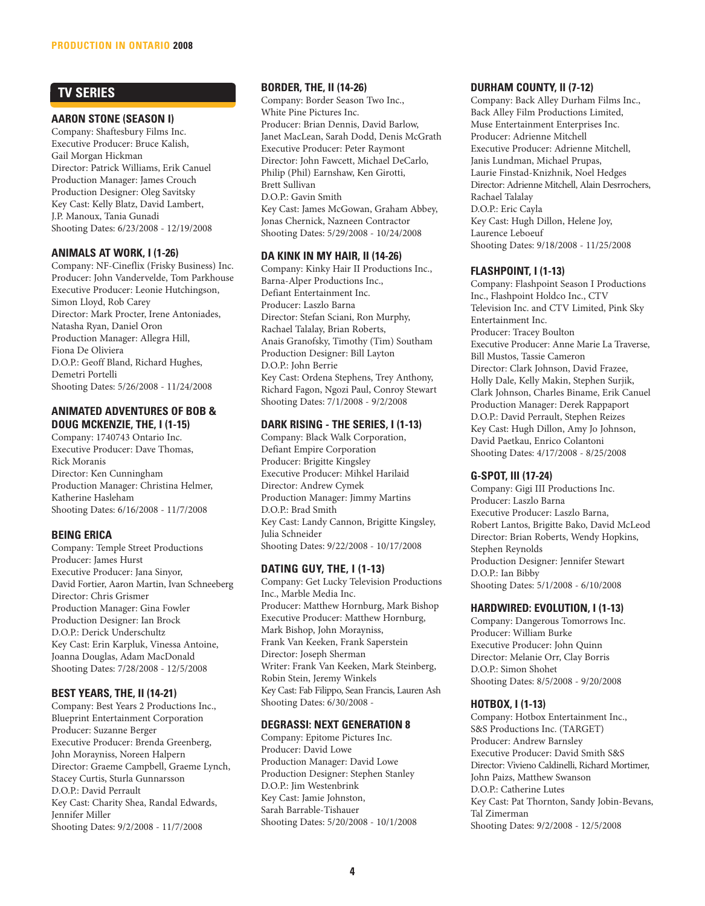## TV SERIES

### AARON STONE (SEASON I)

Company: Shaftesbury Films Inc.
Executive Producer: Bruce Kalish, Gail Morgan Hickman
Director: Patrick Williams, Erik Canuel
Production Manager: James Crouch
Production Designer: Oleg Savitsky
Key Cast: Kelly Blatz, David Lambert, J.P. Manoux, Tania Gunadi
Shooting Dates: 6/23/2008 - 12/19/2008

### ANIMALS AT WORK, I (1-26)

Company: NF-Cineflix (Frisky Business) Inc.
Producer: John Vandervelde, Tom Parkhouse
Executive Producer: Leonie Hutchingson, Simon Lloyd, Rob Carey
Director: Mark Procter, Irene Antoniades, Natasha Ryan, Daniel Oron
Production Manager: Allegra Hill, Fiona De Oliviera
D.O.P.: Geoff Bland, Richard Hughes, Demetri Portelli
Shooting Dates: 5/26/2008 - 11/24/2008

### ANIMATED ADVENTURES OF BOB & DOUG MCKENZIE, THE, I (1-15)

Company: 1740743 Ontario Inc.
Executive Producer: Dave Thomas, Rick Moranis
Director: Ken Cunningham
Production Manager: Christina Helmer, Katherine Hasleham
Shooting Dates: 6/16/2008 - 11/7/2008

### BEING ERICA

Company: Temple Street Productions
Producer: James Hurst
Executive Producer: Jana Sinyor, David Fortier, Aaron Martin, Ivan Schneeberg
Director: Chris Grismer
Production Manager: Gina Fowler
Production Designer: Ian Brock
D.O.P.: Derick Underschultz
Key Cast: Erin Karpluk, Vinessa Antoine, Joanna Douglas, Adam MacDonald
Shooting Dates: 7/28/2008 - 12/5/2008

### BEST YEARS, THE, II (14-21)

Company: Best Years 2 Productions Inc., Blueprint Entertainment Corporation
Producer: Suzanne Berger
Executive Producer: Brenda Greenberg, John Morayniss, Noreen Halpern
Director: Graeme Campbell, Graeme Lynch, Stacey Curtis, Sturla Gunnarsson
D.O.P.: David Perrault
Key Cast: Charity Shea, Randal Edwards, Jennifer Miller
Shooting Dates: 9/2/2008 - 11/7/2008

### BORDER, THE, II (14-26)

Company: Border Season Two Inc., White Pine Pictures Inc.
Producer: Brian Dennis, David Barlow, Janet MacLean, Sarah Dodd, Denis McGrath
Executive Producer: Peter Raymont
Director: John Fawcett, Michael DeCarlo, Philip (Phil) Earnshaw, Ken Girotti, Brett Sullivan
D.O.P.: Gavin Smith
Key Cast: James McGowan, Graham Abbey, Jonas Chernick, Nazneen Contractor
Shooting Dates: 5/29/2008 - 10/24/2008

### DA KINK IN MY HAIR, II (14-26)

Company: Kinky Hair II Productions Inc., Barna-Alper Productions Inc., Defiant Entertainment Inc.
Producer: Laszlo Barna
Director: Stefan Sciani, Ron Murphy, Rachael Talalay, Brian Roberts, Anais Granofsky, Timothy (Tim) Southam
Production Designer: Bill Layton
D.O.P.: John Berrie
Key Cast: Ordena Stephens, Trey Anthony, Richard Fagon, Ngozi Paul, Conroy Stewart
Shooting Dates: 7/1/2008 - 9/2/2008

### DARK RISING - THE SERIES, I (1-13)

Company: Black Walk Corporation, Defiant Empire Corporation
Producer: Brigitte Kingsley
Executive Producer: Mihkel Harilaid
Director: Andrew Cymek
Production Manager: Jimmy Martins
D.O.P.: Brad Smith
Key Cast: Landy Cannon, Brigitte Kingsley, Julia Schneider
Shooting Dates: 9/22/2008 - 10/17/2008

### DATING GUY, THE, I (1-13)

Company: Get Lucky Television Productions Inc., Marble Media Inc.
Producer: Matthew Hornburg, Mark Bishop
Executive Producer: Matthew Hornburg, Mark Bishop, John Morayniss, Frank Van Keeken, Frank Saperstein
Director: Joseph Sherman
Writer: Frank Van Keeken, Mark Steinberg, Robin Stein, Jeremy Winkels
Key Cast: Fab Filippo, Sean Francis, Lauren Ash
Shooting Dates: 6/30/2008 -

### DEGRASSI: NEXT GENERATION 8

Company: Epitome Pictures Inc.
Producer: David Lowe
Production Manager: David Lowe
Production Designer: Stephen Stanley
D.O.P.: Jim Westenbrink
Key Cast: Jamie Johnston, Sarah Barrable-Tishauer
Shooting Dates: 5/20/2008 - 10/1/2008

### DURHAM COUNTY, II (7-12)

Company: Back Alley Durham Films Inc., Back Alley Film Productions Limited, Muse Entertainment Enterprises Inc.
Producer: Adrienne Mitchell
Executive Producer: Adrienne Mitchell, Janis Lundman, Michael Prupas, Laurie Finstad-Knizhnik, Noel Hedges
Director: Adrienne Mitchell, Alain Desrrochers, Rachael Talalay
D.O.P.: Eric Cayla
Key Cast: Hugh Dillon, Helene Joy, Laurence Leboeuf
Shooting Dates: 9/18/2008 - 11/25/2008

### FLASHPOINT, I (1-13)

Company: Flashpoint Season I Productions Inc., Flashpoint Holdco Inc., CTV Television Inc. and CTV Limited, Pink Sky Entertainment Inc.
Producer: Tracey Boulton
Executive Producer: Anne Marie La Traverse, Bill Mustos, Tassie Cameron
Director: Clark Johnson, David Frazee, Holly Dale, Kelly Makin, Stephen Surjik, Clark Johnson, Charles Biname, Erik Canuel
Production Manager: Derek Rappaport
D.O.P.: David Perrault, Stephen Reizes
Key Cast: Hugh Dillon, Amy Jo Johnson, David Paetkau, Enrico Colantoni
Shooting Dates: 4/17/2008 - 8/25/2008

### G-SPOT, III (17-24)

Company: Gigi III Productions Inc.
Producer: Laszlo Barna
Executive Producer: Laszlo Barna, Robert Lantos, Brigitte Bako, David McLeod
Director: Brian Roberts, Wendy Hopkins, Stephen Reynolds
Production Designer: Jennifer Stewart
D.O.P.: Ian Bibby
Shooting Dates: 5/1/2008 - 6/10/2008

### HARDWIRED: EVOLUTION, I (1-13)

Company: Dangerous Tomorrows Inc.
Producer: William Burke
Executive Producer: John Quinn
Director: Melanie Orr, Clay Borris
D.O.P.: Simon Shohet
Shooting Dates: 8/5/2008 - 9/20/2008

### HOTBOX, I (1-13)

Company: Hotbox Entertainment Inc., S&S Productions Inc. (TARGET)
Producer: Andrew Barnsley
Executive Producer: David Smith S&S
Director: Vivieno Caldinelli, Richard Mortimer, John Paizs, Matthew Swanson
D.O.P.: Catherine Lutes
Key Cast: Pat Thornton, Sandy Jobin-Bevans, Tal Zimerman
Shooting Dates: 9/2/2008 - 12/5/2008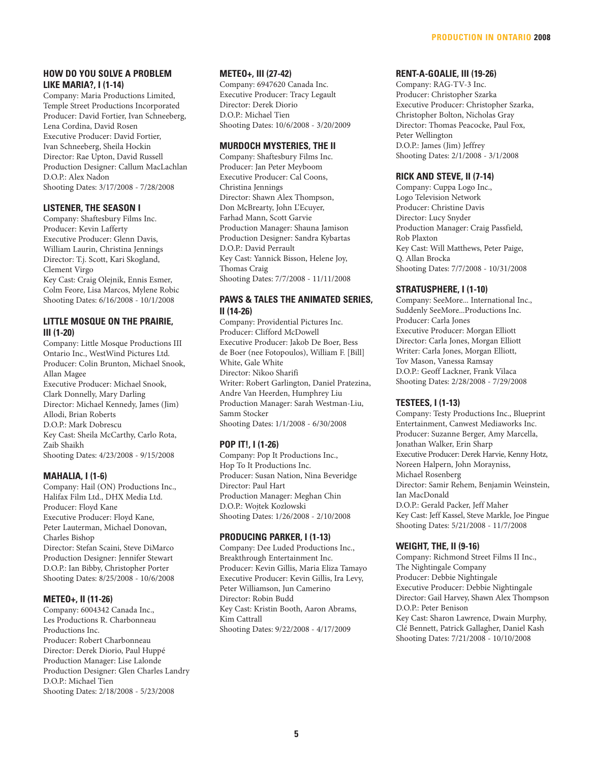### HOW DO YOU SOLVE A PROBLEM LIKE MARIA?, I (1-14)

Company: Maria Productions Limited, Temple Street Productions Incorporated
Producer: David Fortier, Ivan Schneeberg, Lena Cordina, David Rosen
Executive Producer: David Fortier, Ivan Schneeberg, Sheila Hockin
Director: Rae Upton, David Russell
Production Designer: Callum MacLachlan
D.O.P.: Alex Nadon
Shooting Dates: 3/17/2008 - 7/28/2008

### LISTENER, THE SEASON I

Company: Shaftesbury Films Inc.
Producer: Kevin Lafferty
Executive Producer: Glenn Davis, William Laurin, Christina Jennings
Director: T.j. Scott, Kari Skogland, Clement Virgo
Key Cast: Craig Olejnik, Ennis Esmer, Colm Feore, Lisa Marcos, Mylene Robic
Shooting Dates: 6/16/2008 - 10/1/2008

### LITTLE MOSQUE ON THE PRAIRIE, III (1-20)

Company: Little Mosque Productions III Ontario Inc., WestWind Pictures Ltd.
Producer: Colin Brunton, Michael Snook, Allan Magee
Executive Producer: Michael Snook, Clark Donnelly, Mary Darling
Director: Michael Kennedy, James (Jim) Allodi, Brian Roberts
D.O.P.: Mark Dobrescu
Key Cast: Sheila McCarthy, Carlo Rota, Zaib Shaikh
Shooting Dates: 4/23/2008 - 9/15/2008

### MAHALIA, I (1-6)

Company: Hail (ON) Productions Inc., Halifax Film Ltd., DHX Media Ltd.
Producer: Floyd Kane
Executive Producer: Floyd Kane, Peter Lauterman, Michael Donovan, Charles Bishop
Director: Stefan Scaini, Steve DiMarco
Production Designer: Jennifer Stewart
D.O.P.: Ian Bibby, Christopher Porter
Shooting Dates: 8/25/2008 - 10/6/2008

### METEO+, II (11-26)

Company: 6004342 Canada Inc., Les Productions R. Charbonneau Productions Inc.
Producer: Robert Charbonneau
Director: Derek Diorio, Paul Huppé
Production Manager: Lise Lalonde
Production Designer: Glen Charles Landry
D.O.P.: Michael Tien
Shooting Dates: 2/18/2008 - 5/23/2008

### METEO+, III (27-42)

Company: 6947620 Canada Inc.
Executive Producer: Tracy Legault
Director: Derek Diorio
D.O.P.: Michael Tien
Shooting Dates: 10/6/2008 - 3/20/2009

### MURDOCH MYSTERIES, THE II

Company: Shaftesbury Films Inc.
Producer: Jan Peter Meyboom
Executive Producer: Cal Coons, Christina Jennings
Director: Shawn Alex Thompson, Don McBrearty, John L'Ecuyer, Farhad Mann, Scott Garvie
Production Manager: Shauna Jamison
Production Designer: Sandra Kybartas
D.O.P.: David Perrault
Key Cast: Yannick Bisson, Helene Joy, Thomas Craig
Shooting Dates: 7/7/2008 - 11/11/2008

### PAWS & TALES THE ANIMATED SERIES, II (14-26)

Company: Providential Pictures Inc.
Producer: Clifford McDowell
Executive Producer: Jakob De Boer, Bess de Boer (nee Fotopoulos), William F. [Bill] White, Gale White
Director: Nikoo Sharifi
Writer: Robert Garlington, Daniel Pratezina, Andre Van Heerden, Humphrey Liu
Production Manager: Sarah Westman-Liu, Samm Stocker
Shooting Dates: 1/1/2008 - 6/30/2008

### POP IT!, I (1-26)

Company: Pop It Productions Inc., Hop To It Productions Inc.
Producer: Susan Nation, Nina Beveridge
Director: Paul Hart
Production Manager: Meghan Chin
D.O.P.: Wojtek Kozlowski
Shooting Dates: 1/26/2008 - 2/10/2008

### PRODUCING PARKER, I (1-13)

Company: Dee Luded Productions Inc., Breakthrough Entertainment Inc.
Producer: Kevin Gillis, Maria Eliza Tamayo
Executive Producer: Kevin Gillis, Ira Levy, Peter Williamson, Jun Camerino
Director: Robin Budd
Key Cast: Kristin Booth, Aaron Abrams, Kim Cattrall
Shooting Dates: 9/22/2008 - 4/17/2009

### RENT-A-GOALIE, III (19-26)

Company: RAG-TV-3 Inc.
Producer: Christopher Szarka
Executive Producer: Christopher Szarka, Christopher Bolton, Nicholas Gray
Director: Thomas Peacocke, Paul Fox, Peter Wellington
D.O.P.: James (Jim) Jeffrey
Shooting Dates: 2/1/2008 - 3/1/2008

### RICK AND STEVE, II (7-14)

Company: Cuppa Logo Inc., Logo Television Network
Producer: Christine Davis
Director: Lucy Snyder
Production Manager: Craig Passfield, Rob Plaxton
Key Cast: Will Matthews, Peter Paige, Q. Allan Brocka
Shooting Dates: 7/7/2008 - 10/31/2008

### STRATUSPHERE, I (1-10)

Company: SeeMore... International Inc., Suddenly SeeMore...Productions Inc.
Producer: Carla Jones
Executive Producer: Morgan Elliott
Director: Carla Jones, Morgan Elliott
Writer: Carla Jones, Morgan Elliott, Tov Mason, Vanessa Ramsay
D.O.P.: Geoff Lackner, Frank Vilaca
Shooting Dates: 2/28/2008 - 7/29/2008

### TESTEES, I (1-13)

Company: Testy Productions Inc., Blueprint Entertainment, Canwest Mediaworks Inc.
Producer: Suzanne Berger, Amy Marcella, Jonathan Walker, Erin Sharp
Executive Producer: Derek Harvie, Kenny Hotz, Noreen Halpern, John Morayniss, Michael Rosenberg
Director: Samir Rehem, Benjamin Weinstein, Ian MacDonald
D.O.P.: Gerald Packer, Jeff Maher
Key Cast: Jeff Kassel, Steve Markle, Joe Pingue
Shooting Dates: 5/21/2008 - 11/7/2008

### WEIGHT, THE, II (9-16)

Company: Richmond Street Films II Inc., The Nightingale Company
Producer: Debbie Nightingale
Executive Producer: Debbie Nightingale
Director: Gail Harvey, Shawn Alex Thompson
D.O.P.: Peter Benison
Key Cast: Sharon Lawrence, Dwain Murphy, Clé Bennett, Patrick Gallagher, Daniel Kash
Shooting Dates: 7/21/2008 - 10/10/2008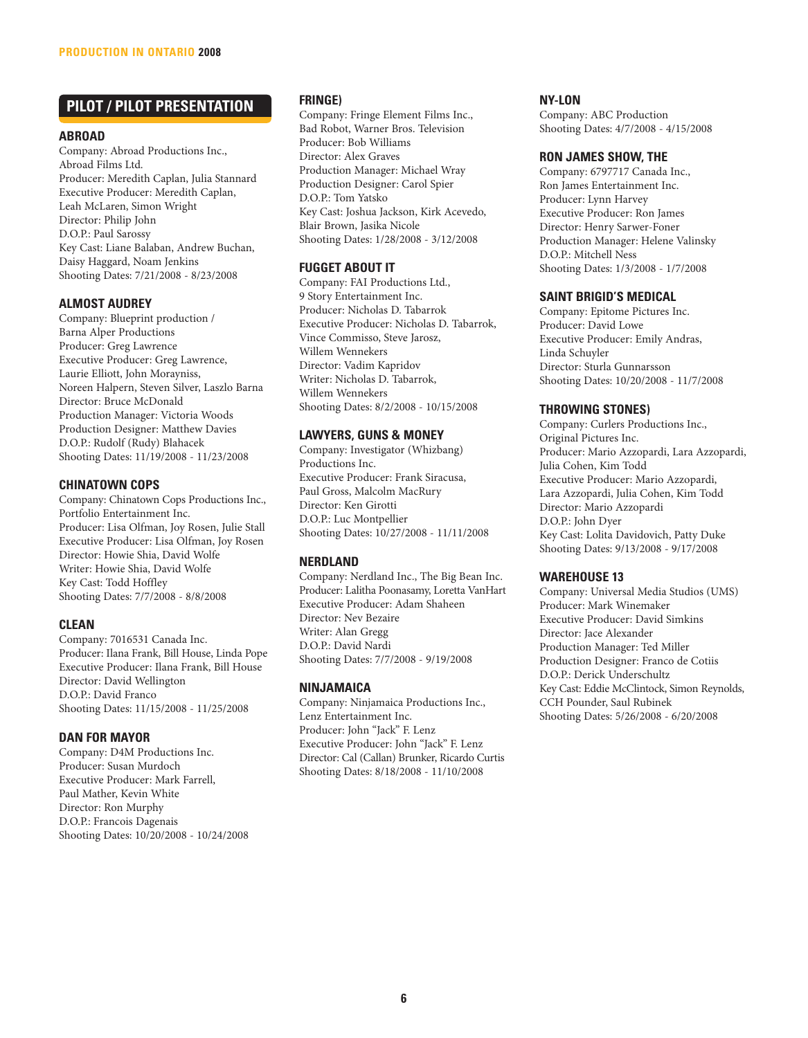## PILOT / PILOT PRESENTATION

### ABROAD
Company: Abroad Productions Inc., Abroad Films Ltd.
Producer: Meredith Caplan, Julia Stannard
Executive Producer: Meredith Caplan, Leah McLaren, Simon Wright
Director: Philip John
D.O.P.: Paul Sarossy
Key Cast: Liane Balaban, Andrew Buchan, Daisy Haggard, Noam Jenkins
Shooting Dates: 7/21/2008 - 8/23/2008

### ALMOST AUDREY
Company: Blueprint production / Barna Alper Productions
Producer: Greg Lawrence
Executive Producer: Greg Lawrence, Laurie Elliott, John Morayniss, Noreen Halpern, Steven Silver, Laszlo Barna
Director: Bruce McDonald
Production Manager: Victoria Woods
Production Designer: Matthew Davies
D.O.P.: Rudolf (Rudy) Blahacek
Shooting Dates: 11/19/2008 - 11/23/2008

### CHINATOWN COPS
Company: Chinatown Cops Productions Inc., Portfolio Entertainment Inc.
Producer: Lisa Olfman, Joy Rosen, Julie Stall
Executive Producer: Lisa Olfman, Joy Rosen
Director: Howie Shia, David Wolfe
Writer: Howie Shia, David Wolfe
Key Cast: Todd Hoffley
Shooting Dates: 7/7/2008 - 8/8/2008

### CLEAN
Company: 7016531 Canada Inc.
Producer: Ilana Frank, Bill House, Linda Pope
Executive Producer: Ilana Frank, Bill House
Director: David Wellington
D.O.P.: David Franco
Shooting Dates: 11/15/2008 - 11/25/2008

### DAN FOR MAYOR
Company: D4M Productions Inc.
Producer: Susan Murdoch
Executive Producer: Mark Farrell, Paul Mather, Kevin White
Director: Ron Murphy
D.O.P.: Francois Dagenais
Shooting Dates: 10/20/2008 - 10/24/2008

### FRINGE)
Company: Fringe Element Films Inc., Bad Robot, Warner Bros. Television
Producer: Bob Williams
Director: Alex Graves
Production Manager: Michael Wray
Production Designer: Carol Spier
D.O.P.: Tom Yatsko
Key Cast: Joshua Jackson, Kirk Acevedo, Blair Brown, Jasika Nicole
Shooting Dates: 1/28/2008 - 3/12/2008

### FUGGET ABOUT IT
Company: FAI Productions Ltd., 9 Story Entertainment Inc.
Producer: Nicholas D. Tabarrok
Executive Producer: Nicholas D. Tabarrok, Vince Commisso, Steve Jarosz, Willem Wennekers
Director: Vadim Kapridov
Writer: Nicholas D. Tabarrok, Willem Wennekers
Shooting Dates: 8/2/2008 - 10/15/2008

### LAWYERS, GUNS & MONEY
Company: Investigator (Whizbang) Productions Inc.
Executive Producer: Frank Siracusa, Paul Gross, Malcolm MacRury
Director: Ken Girotti
D.O.P.: Luc Montpellier
Shooting Dates: 10/27/2008 - 11/11/2008

### NERDLAND
Company: Nerdland Inc., The Big Bean Inc.
Producer: Lalitha Poonasamy, Loretta VanHart
Executive Producer: Adam Shaheen
Director: Nev Bezaire
Writer: Alan Gregg
D.O.P.: David Nardi
Shooting Dates: 7/7/2008 - 9/19/2008

### NINJAMAICA
Company: Ninjamaica Productions Inc., Lenz Entertainment Inc.
Producer: John "Jack" F. Lenz
Executive Producer: John "Jack" F. Lenz
Director: Cal (Callan) Brunker, Ricardo Curtis
Shooting Dates: 8/18/2008 - 11/10/2008

### NY-LON
Company: ABC Production
Shooting Dates: 4/7/2008 - 4/15/2008

### RON JAMES SHOW, THE
Company: 6797717 Canada Inc., Ron James Entertainment Inc.
Producer: Lynn Harvey
Executive Producer: Ron James
Director: Henry Sarwer-Foner
Production Manager: Helene Valinsky
D.O.P.: Mitchell Ness
Shooting Dates: 1/3/2008 - 1/7/2008

### SAINT BRIGID'S MEDICAL
Company: Epitome Pictures Inc.
Producer: David Lowe
Executive Producer: Emily Andras, Linda Schuyler
Director: Sturla Gunnarsson
Shooting Dates: 10/20/2008 - 11/7/2008

### THROWING STONES)
Company: Curlers Productions Inc., Original Pictures Inc.
Producer: Mario Azzopardi, Lara Azzopardi, Julia Cohen, Kim Todd
Executive Producer: Mario Azzopardi, Lara Azzopardi, Julia Cohen, Kim Todd
Director: Mario Azzopardi
D.O.P.: John Dyer
Key Cast: Lolita Davidovich, Patty Duke
Shooting Dates: 9/13/2008 - 9/17/2008

### WAREHOUSE 13
Company: Universal Media Studios (UMS)
Producer: Mark Winemaker
Executive Producer: David Simkins
Director: Jace Alexander
Production Manager: Ted Miller
Production Designer: Franco de Cotiis
D.O.P.: Derick Underschultz
Key Cast: Eddie McClintock, Simon Reynolds, CCH Pounder, Saul Rubinek
Shooting Dates: 5/26/2008 - 6/20/2008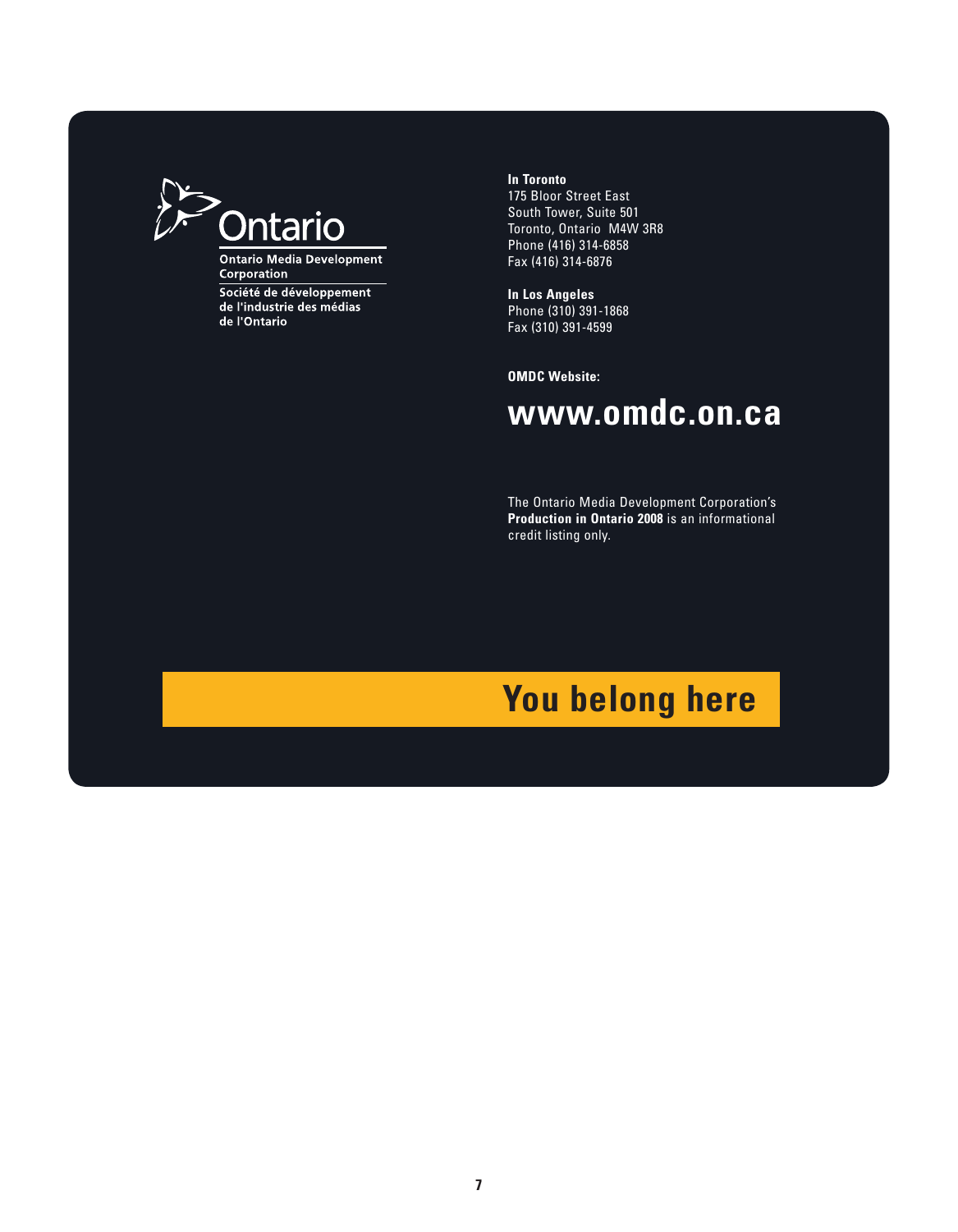Ontario

Ontario Media Development Corporation

Société de développement de l'industrie des médias de l'Ontario

**In Toronto**
175 Bloor Street East
South Tower, Suite 501
Toronto, Ontario M4W 3R8
Phone (416) 314-6858
Fax (416) 314-6876

**In Los Angeles**
Phone (310) 391-1868
Fax (310) 391-4599

**OMDC Website:**

# www.omdc.on.ca

The Ontario Media Development Corporation's **Production in Ontario 2008** is an informational credit listing only.

**You belong here**